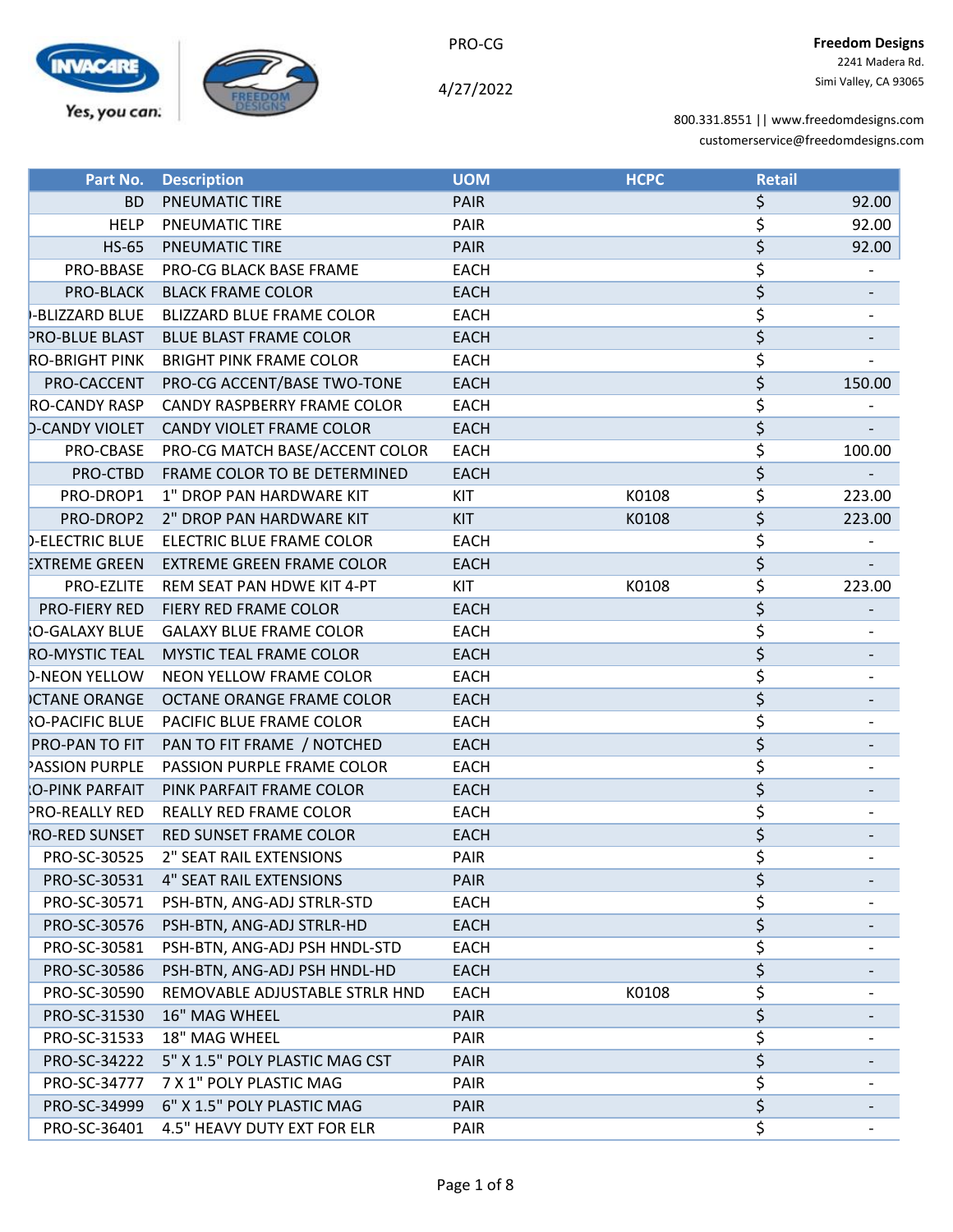PRO-CG

4/27/2022

**Freedom Designs**
2241 Madera Rd.
Simi Valley, CA 93065

800.331.8551 || www.freedomdesigns.com
customerservice@freedomdesigns.com

| Part No. | Description | UOM | HCPC | Retail |
|---|---|---|---|---|
| BD | PNEUMATIC TIRE | PAIR | | $ 92.00 |
| HELP | PNEUMATIC TIRE | PAIR | | $ 92.00 |
| HS-65 | PNEUMATIC TIRE | PAIR | | $ 92.00 |
| PRO-BBASE | PRO-CG BLACK BASE FRAME | EACH | | $ - |
| PRO-BLACK | BLACK FRAME COLOR | EACH | | $ - |
| )-BLIZZARD BLUE | BLIZZARD BLUE FRAME COLOR | EACH | | $ - |
| PRO-BLUE BLAST | BLUE BLAST FRAME COLOR | EACH | | $ - |
| RO-BRIGHT PINK | BRIGHT PINK FRAME COLOR | EACH | | $ - |
| PRO-CACCENT | PRO-CG ACCENT/BASE TWO-TONE | EACH | | $ 150.00 |
| RO-CANDY RASP | CANDY RASPBERRY FRAME COLOR | EACH | | $ - |
| )-CANDY VIOLET | CANDY VIOLET FRAME COLOR | EACH | | $ - |
| PRO-CBASE | PRO-CG MATCH BASE/ACCENT COLOR | EACH | | $ 100.00 |
| PRO-CTBD | FRAME COLOR TO BE DETERMINED | EACH | | $ - |
| PRO-DROP1 | 1" DROP PAN HARDWARE KIT | KIT | K0108 | $ 223.00 |
| PRO-DROP2 | 2" DROP PAN HARDWARE KIT | KIT | K0108 | $ 223.00 |
| )-ELECTRIC BLUE | ELECTRIC BLUE FRAME COLOR | EACH | | $ - |
| EXTREME GREEN | EXTREME GREEN FRAME COLOR | EACH | | $ - |
| PRO-EZLITE | REM SEAT PAN HDWE KIT 4-PT | KIT | K0108 | $ 223.00 |
| PRO-FIERY RED | FIERY RED FRAME COLOR | EACH | | $ - |
| RO-GALAXY BLUE | GALAXY BLUE FRAME COLOR | EACH | | $ - |
| RO-MYSTIC TEAL | MYSTIC TEAL FRAME COLOR | EACH | | $ - |
| )-NEON YELLOW | NEON YELLOW FRAME COLOR | EACH | | $ - |
| )CTANE ORANGE | OCTANE ORANGE FRAME COLOR | EACH | | $ - |
| RO-PACIFIC BLUE | PACIFIC BLUE FRAME COLOR | EACH | | $ - |
| PRO-PAN TO FIT | PAN TO FIT FRAME / NOTCHED | EACH | | $ - |
| PASSION PURPLE | PASSION PURPLE FRAME COLOR | EACH | | $ - |
| O-PINK PARFAIT | PINK PARFAIT FRAME COLOR | EACH | | $ - |
| PRO-REALLY RED | REALLY RED FRAME COLOR | EACH | | $ - |
| PRO-RED SUNSET | RED SUNSET FRAME COLOR | EACH | | $ - |
| PRO-SC-30525 | 2" SEAT RAIL EXTENSIONS | PAIR | | $ - |
| PRO-SC-30531 | 4" SEAT RAIL EXTENSIONS | PAIR | | $ - |
| PRO-SC-30571 | PSH-BTN, ANG-ADJ STRLR-STD | EACH | | $ - |
| PRO-SC-30576 | PSH-BTN, ANG-ADJ STRLR-HD | EACH | | $ - |
| PRO-SC-30581 | PSH-BTN, ANG-ADJ PSH HNDL-STD | EACH | | $ - |
| PRO-SC-30586 | PSH-BTN, ANG-ADJ PSH HNDL-HD | EACH | | $ - |
| PRO-SC-30590 | REMOVABLE ADJUSTABLE STRLR HND | EACH | K0108 | $ - |
| PRO-SC-31530 | 16" MAG WHEEL | PAIR | | $ - |
| PRO-SC-31533 | 18" MAG WHEEL | PAIR | | $ - |
| PRO-SC-34222 | 5" X 1.5" POLY PLASTIC MAG CST | PAIR | | $ - |
| PRO-SC-34777 | 7 X 1" POLY PLASTIC MAG | PAIR | | $ - |
| PRO-SC-34999 | 6" X 1.5" POLY PLASTIC MAG | PAIR | | $ - |
| PRO-SC-36401 | 4.5" HEAVY DUTY EXT FOR ELR | PAIR | | $ - |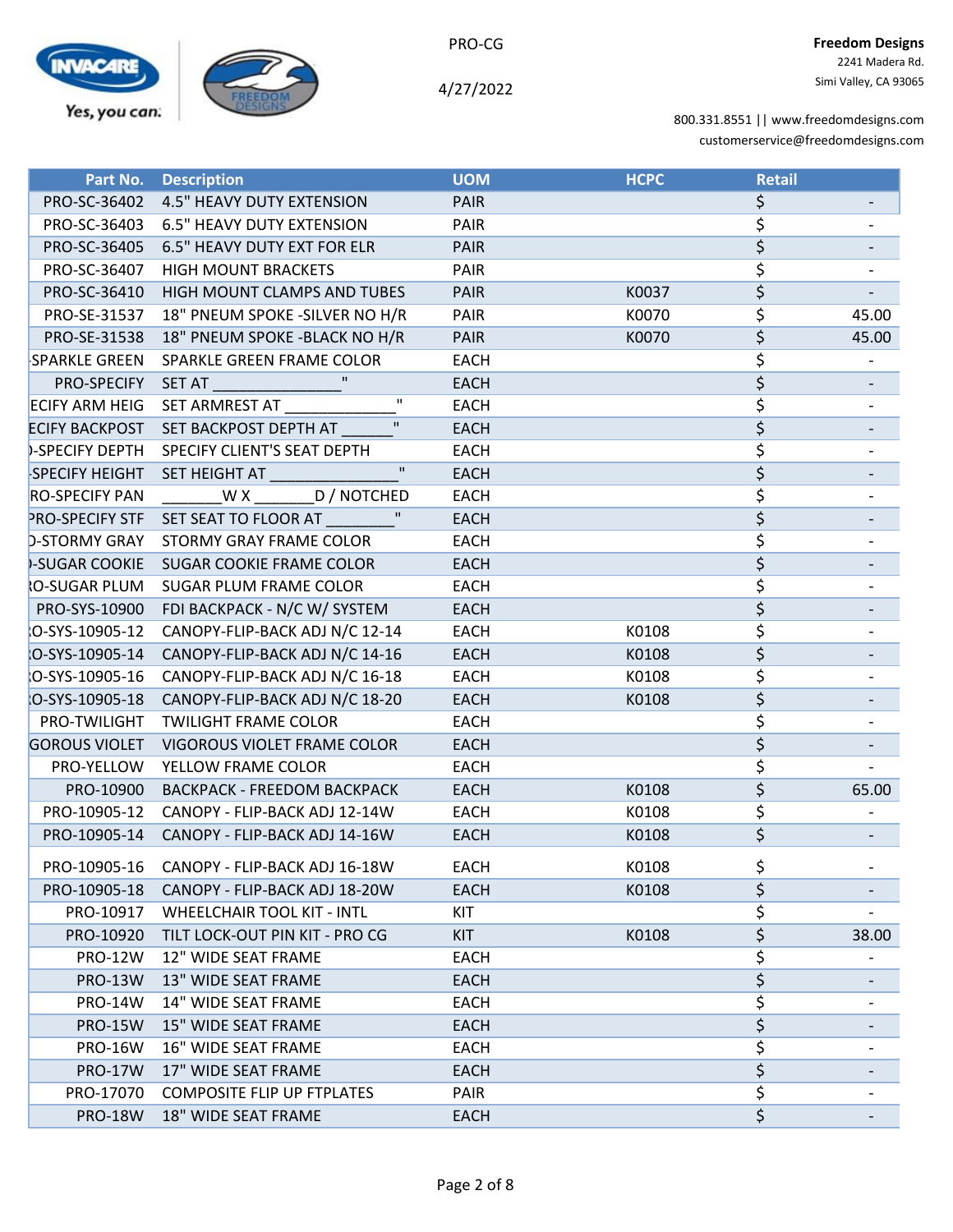PRO-CG

4/27/2022

**Freedom Designs**
2241 Madera Rd.
Simi Valley, CA 93065

800.331.8551 || www.freedomdesigns.com
customerservice@freedomdesigns.com

| Part No. | Description | UOM | HCPC | Retail |
|---|---|---|---|---|
| PRO-SC-36402 | 4.5" HEAVY DUTY EXTENSION | PAIR | | $ - |
| PRO-SC-36403 | 6.5" HEAVY DUTY EXTENSION | PAIR | | $ - |
| PRO-SC-36405 | 6.5" HEAVY DUTY EXT FOR ELR | PAIR | | $ - |
| PRO-SC-36407 | HIGH MOUNT BRACKETS | PAIR | | $ - |
| PRO-SC-36410 | HIGH MOUNT CLAMPS AND TUBES | PAIR | K0037 | $ - |
| PRO-SE-31537 | 18" PNEUM SPOKE -SILVER NO H/R | PAIR | K0070 | $ 45.00 |
| PRO-SE-31538 | 18" PNEUM SPOKE -BLACK NO H/R | PAIR | K0070 | $ 45.00 |
| SPARKLE GREEN | SPARKLE GREEN FRAME COLOR | EACH | | $ - |
| PRO-SPECIFY | SET AT _______________" | EACH | | $ - |
| ECIFY ARM HEIG | SET ARMREST AT _____________" | EACH | | $ - |
| ECIFY BACKPOST | SET BACKPOST DEPTH AT ______" | EACH | | $ - |
| )-SPECIFY DEPTH | SPECIFY CLIENT'S SEAT DEPTH | EACH | | $ - |
| SPECIFY HEIGHT | SET HEIGHT AT _______________" | EACH | | $ - |
| RO-SPECIFY PAN | _______W X _______D / NOTCHED | EACH | | $ - |
| PRO-SPECIFY STF | SET SEAT TO FLOOR AT ________" | EACH | | $ - |
| )-STORMY GRAY | STORMY GRAY FRAME COLOR | EACH | | $ - |
| )-SUGAR COOKIE | SUGAR COOKIE FRAME COLOR | EACH | | $ - |
| RO-SUGAR PLUM | SUGAR PLUM FRAME COLOR | EACH | | $ - |
| PRO-SYS-10900 | FDI BACKPACK - N/C W/ SYSTEM | EACH | | $ - |
| O-SYS-10905-12 | CANOPY-FLIP-BACK ADJ N/C 12-14 | EACH | K0108 | $ - |
| O-SYS-10905-14 | CANOPY-FLIP-BACK ADJ N/C 14-16 | EACH | K0108 | $ - |
| O-SYS-10905-16 | CANOPY-FLIP-BACK ADJ N/C 16-18 | EACH | K0108 | $ - |
| O-SYS-10905-18 | CANOPY-FLIP-BACK ADJ N/C 18-20 | EACH | K0108 | $ - |
| PRO-TWILIGHT | TWILIGHT FRAME COLOR | EACH | | $ - |
| GOROUS VIOLET | VIGOROUS VIOLET FRAME COLOR | EACH | | $ - |
| PRO-YELLOW | YELLOW FRAME COLOR | EACH | | $ - |
| PRO-10900 | BACKPACK - FREEDOM BACKPACK | EACH | K0108 | $ 65.00 |
| PRO-10905-12 | CANOPY - FLIP-BACK ADJ 12-14W | EACH | K0108 | $ - |
| PRO-10905-14 | CANOPY - FLIP-BACK ADJ 14-16W | EACH | K0108 | $ - |
| PRO-10905-16 | CANOPY - FLIP-BACK ADJ 16-18W | EACH | K0108 | $ - |
| PRO-10905-18 | CANOPY - FLIP-BACK ADJ 18-20W | EACH | K0108 | $ - |
| PRO-10917 | WHEELCHAIR TOOL KIT - INTL | KIT | | $ - |
| PRO-10920 | TILT LOCK-OUT PIN KIT - PRO CG | KIT | K0108 | $ 38.00 |
| PRO-12W | 12" WIDE SEAT FRAME | EACH | | $ - |
| PRO-13W | 13" WIDE SEAT FRAME | EACH | | $ - |
| PRO-14W | 14" WIDE SEAT FRAME | EACH | | $ - |
| PRO-15W | 15" WIDE SEAT FRAME | EACH | | $ - |
| PRO-16W | 16" WIDE SEAT FRAME | EACH | | $ - |
| PRO-17W | 17" WIDE SEAT FRAME | EACH | | $ - |
| PRO-17070 | COMPOSITE FLIP UP FTPLATES | PAIR | | $ - |
| PRO-18W | 18" WIDE SEAT FRAME | EACH | | $ - |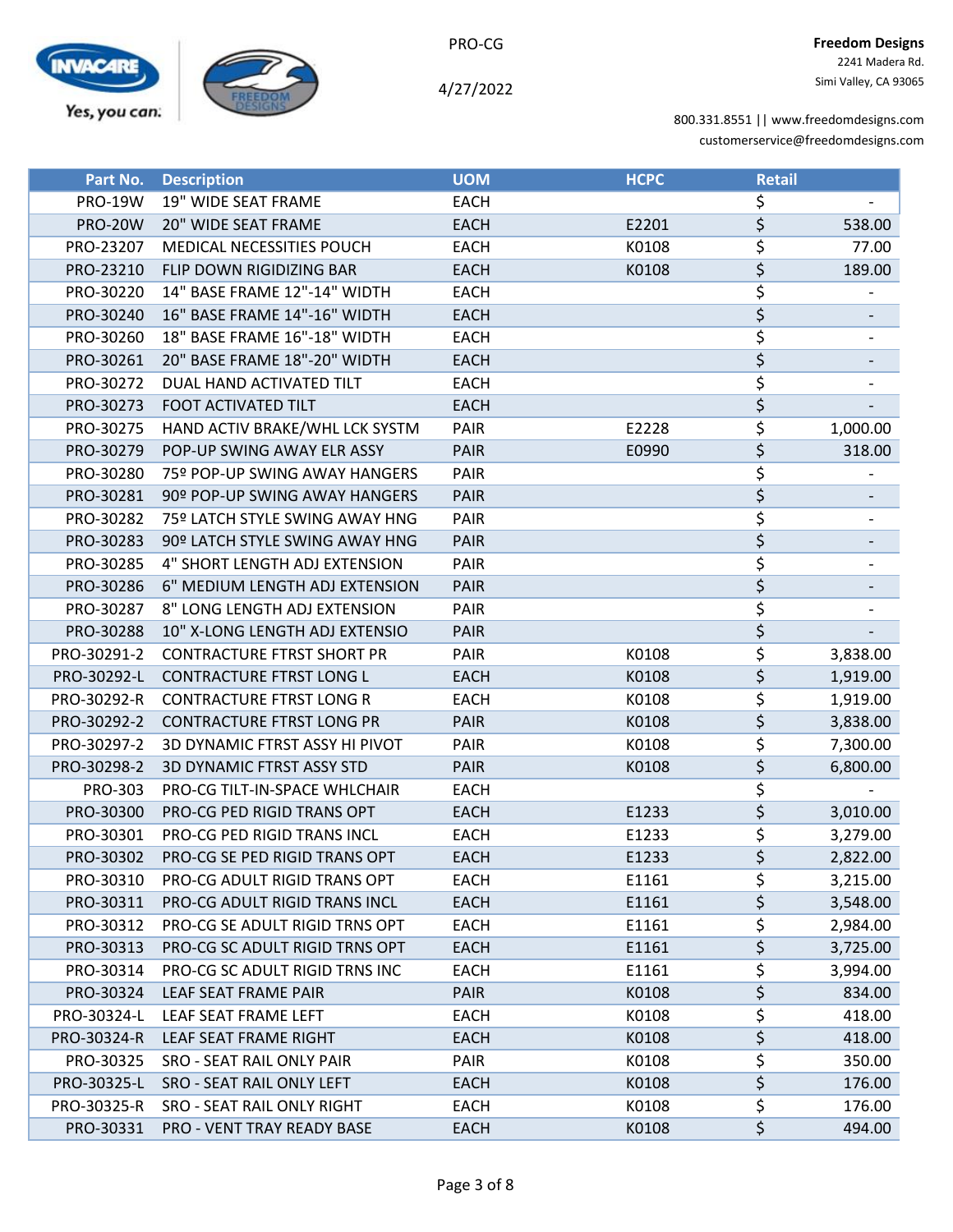PRO-CG

4/27/2022

**Freedom Designs**
2241 Madera Rd.
Simi Valley, CA 93065

800.331.8551 || www.freedomdesigns.com
customerservice@freedomdesigns.com

| Part No. | Description | UOM | HCPC | Retail |
|---|---|---|---|---|
| PRO-19W | 19" WIDE SEAT FRAME | EACH | | $ - |
| PRO-20W | 20" WIDE SEAT FRAME | EACH | E2201 | $ 538.00 |
| PRO-23207 | MEDICAL NECESSITIES POUCH | EACH | K0108 | $ 77.00 |
| PRO-23210 | FLIP DOWN RIGIDIZING BAR | EACH | K0108 | $ 189.00 |
| PRO-30220 | 14" BASE FRAME 12"-14" WIDTH | EACH | | $ - |
| PRO-30240 | 16" BASE FRAME 14"-16" WIDTH | EACH | | $ - |
| PRO-30260 | 18" BASE FRAME 16"-18" WIDTH | EACH | | $ - |
| PRO-30261 | 20" BASE FRAME 18"-20" WIDTH | EACH | | $ - |
| PRO-30272 | DUAL HAND ACTIVATED TILT | EACH | | $ - |
| PRO-30273 | FOOT ACTIVATED TILT | EACH | | $ - |
| PRO-30275 | HAND ACTIV BRAKE/WHL LCK SYSTM | PAIR | E2228 | $ 1,000.00 |
| PRO-30279 | POP-UP SWING AWAY ELR ASSY | PAIR | E0990 | $ 318.00 |
| PRO-30280 | 75º POP-UP SWING AWAY HANGERS | PAIR | | $ - |
| PRO-30281 | 90º POP-UP SWING AWAY HANGERS | PAIR | | $ - |
| PRO-30282 | 75º LATCH STYLE SWING AWAY HNG | PAIR | | $ - |
| PRO-30283 | 90º LATCH STYLE SWING AWAY HNG | PAIR | | $ - |
| PRO-30285 | 4" SHORT LENGTH ADJ EXTENSION | PAIR | | $ - |
| PRO-30286 | 6" MEDIUM LENGTH ADJ EXTENSION | PAIR | | $ - |
| PRO-30287 | 8" LONG LENGTH ADJ EXTENSION | PAIR | | $ - |
| PRO-30288 | 10" X-LONG LENGTH ADJ EXTENSIO | PAIR | | $ - |
| PRO-30291-2 | CONTRACTURE FTRST SHORT PR | PAIR | K0108 | $ 3,838.00 |
| PRO-30292-L | CONTRACTURE FTRST LONG L | EACH | K0108 | $ 1,919.00 |
| PRO-30292-R | CONTRACTURE FTRST LONG R | EACH | K0108 | $ 1,919.00 |
| PRO-30292-2 | CONTRACTURE FTRST LONG PR | PAIR | K0108 | $ 3,838.00 |
| PRO-30297-2 | 3D DYNAMIC FTRST ASSY HI PIVOT | PAIR | K0108 | $ 7,300.00 |
| PRO-30298-2 | 3D DYNAMIC FTRST ASSY STD | PAIR | K0108 | $ 6,800.00 |
| PRO-303 | PRO-CG TILT-IN-SPACE WHLCHAIR | EACH | | $ - |
| PRO-30300 | PRO-CG PED RIGID TRANS OPT | EACH | E1233 | $ 3,010.00 |
| PRO-30301 | PRO-CG PED RIGID TRANS INCL | EACH | E1233 | $ 3,279.00 |
| PRO-30302 | PRO-CG SE PED RIGID TRANS OPT | EACH | E1233 | $ 2,822.00 |
| PRO-30310 | PRO-CG ADULT RIGID TRANS OPT | EACH | E1161 | $ 3,215.00 |
| PRO-30311 | PRO-CG ADULT RIGID TRANS INCL | EACH | E1161 | $ 3,548.00 |
| PRO-30312 | PRO-CG SE ADULT RIGID TRNS OPT | EACH | E1161 | $ 2,984.00 |
| PRO-30313 | PRO-CG SC ADULT RIGID TRNS OPT | EACH | E1161 | $ 3,725.00 |
| PRO-30314 | PRO-CG SC ADULT RIGID TRNS INC | EACH | E1161 | $ 3,994.00 |
| PRO-30324 | LEAF SEAT FRAME PAIR | PAIR | K0108 | $ 834.00 |
| PRO-30324-L | LEAF SEAT FRAME LEFT | EACH | K0108 | $ 418.00 |
| PRO-30324-R | LEAF SEAT FRAME RIGHT | EACH | K0108 | $ 418.00 |
| PRO-30325 | SRO - SEAT RAIL ONLY PAIR | PAIR | K0108 | $ 350.00 |
| PRO-30325-L | SRO - SEAT RAIL ONLY LEFT | EACH | K0108 | $ 176.00 |
| PRO-30325-R | SRO - SEAT RAIL ONLY RIGHT | EACH | K0108 | $ 176.00 |
| PRO-30331 | PRO - VENT TRAY READY BASE | EACH | K0108 | $ 494.00 |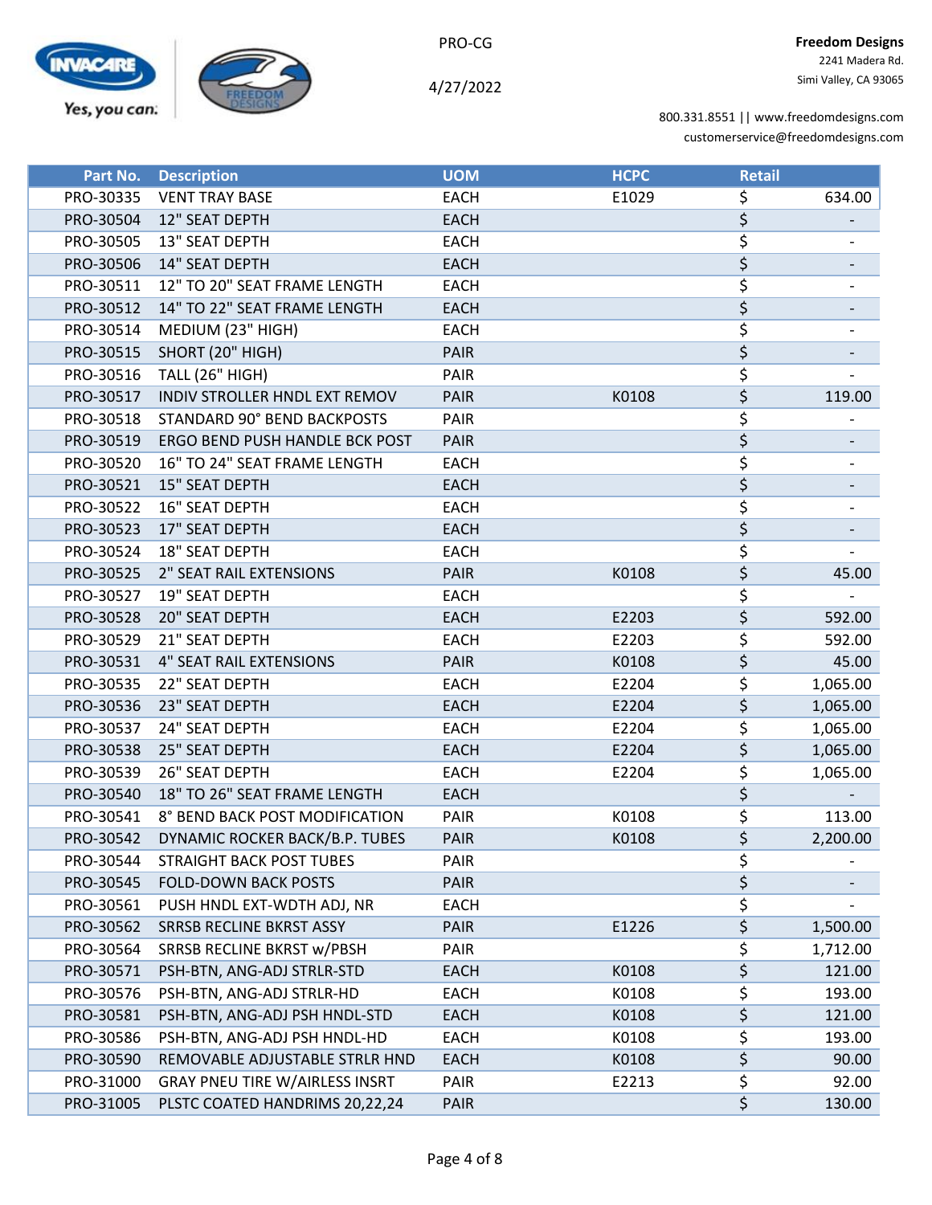PRO-CG

4/27/2022

**Freedom Designs**
2241 Madera Rd.
Simi Valley, CA 93065

800.331.8551 || www.freedomdesigns.com
customerservice@freedomdesigns.com

| Part No. | Description | UOM | HCPC | Retail |
|---|---|---|---|---|
| PRO-30335 | VENT TRAY BASE | EACH | E1029 | $ 634.00 |
| PRO-30504 | 12" SEAT DEPTH | EACH | | $ - |
| PRO-30505 | 13" SEAT DEPTH | EACH | | $ - |
| PRO-30506 | 14" SEAT DEPTH | EACH | | $ - |
| PRO-30511 | 12" TO 20" SEAT FRAME LENGTH | EACH | | $ - |
| PRO-30512 | 14" TO 22" SEAT FRAME LENGTH | EACH | | $ - |
| PRO-30514 | MEDIUM (23" HIGH) | EACH | | $ - |
| PRO-30515 | SHORT (20" HIGH) | PAIR | | $ - |
| PRO-30516 | TALL (26" HIGH) | PAIR | | $ - |
| PRO-30517 | INDIV STROLLER HNDL EXT REMOV | PAIR | K0108 | $ 119.00 |
| PRO-30518 | STANDARD 90° BEND BACKPOSTS | PAIR | | $ - |
| PRO-30519 | ERGO BEND PUSH HANDLE BCK POST | PAIR | | $ - |
| PRO-30520 | 16" TO 24" SEAT FRAME LENGTH | EACH | | $ - |
| PRO-30521 | 15" SEAT DEPTH | EACH | | $ - |
| PRO-30522 | 16" SEAT DEPTH | EACH | | $ - |
| PRO-30523 | 17" SEAT DEPTH | EACH | | $ - |
| PRO-30524 | 18" SEAT DEPTH | EACH | | $ - |
| PRO-30525 | 2" SEAT RAIL EXTENSIONS | PAIR | K0108 | $ 45.00 |
| PRO-30527 | 19" SEAT DEPTH | EACH | | $ - |
| PRO-30528 | 20" SEAT DEPTH | EACH | E2203 | $ 592.00 |
| PRO-30529 | 21" SEAT DEPTH | EACH | E2203 | $ 592.00 |
| PRO-30531 | 4" SEAT RAIL EXTENSIONS | PAIR | K0108 | $ 45.00 |
| PRO-30535 | 22" SEAT DEPTH | EACH | E2204 | $ 1,065.00 |
| PRO-30536 | 23" SEAT DEPTH | EACH | E2204 | $ 1,065.00 |
| PRO-30537 | 24" SEAT DEPTH | EACH | E2204 | $ 1,065.00 |
| PRO-30538 | 25" SEAT DEPTH | EACH | E2204 | $ 1,065.00 |
| PRO-30539 | 26" SEAT DEPTH | EACH | E2204 | $ 1,065.00 |
| PRO-30540 | 18" TO 26" SEAT FRAME LENGTH | EACH | | $ - |
| PRO-30541 | 8° BEND BACK POST MODIFICATION | PAIR | K0108 | $ 113.00 |
| PRO-30542 | DYNAMIC ROCKER BACK/B.P. TUBES | PAIR | K0108 | $ 2,200.00 |
| PRO-30544 | STRAIGHT BACK POST TUBES | PAIR | | $ - |
| PRO-30545 | FOLD-DOWN BACK POSTS | PAIR | | $ - |
| PRO-30561 | PUSH HNDL EXT-WDTH ADJ, NR | EACH | | $ - |
| PRO-30562 | SRRSB RECLINE BKRST ASSY | PAIR | E1226 | $ 1,500.00 |
| PRO-30564 | SRRSB RECLINE BKRST w/PBSH | PAIR | | $ 1,712.00 |
| PRO-30571 | PSH-BTN, ANG-ADJ STRLR-STD | EACH | K0108 | $ 121.00 |
| PRO-30576 | PSH-BTN, ANG-ADJ STRLR-HD | EACH | K0108 | $ 193.00 |
| PRO-30581 | PSH-BTN, ANG-ADJ PSH HNDL-STD | EACH | K0108 | $ 121.00 |
| PRO-30586 | PSH-BTN, ANG-ADJ PSH HNDL-HD | EACH | K0108 | $ 193.00 |
| PRO-30590 | REMOVABLE ADJUSTABLE STRLR HND | EACH | K0108 | $ 90.00 |
| PRO-31000 | GRAY PNEU TIRE W/AIRLESS INSRT | PAIR | E2213 | $ 92.00 |
| PRO-31005 | PLSTC COATED HANDRIMS 20,22,24 | PAIR | | $ 130.00 |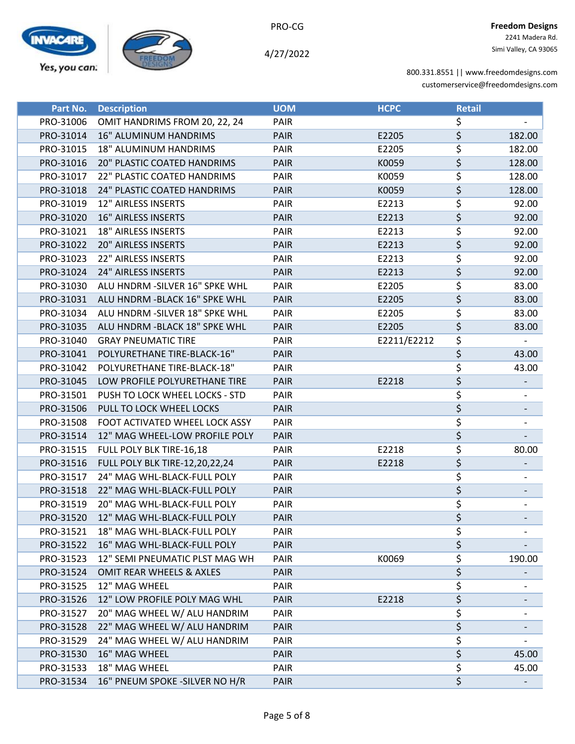PRO-CG

4/27/2022

**Freedom Designs**
2241 Madera Rd.
Simi Valley, CA 93065

800.331.8551 || www.freedomdesigns.com
customerservice@freedomdesigns.com

| Part No. | Description | UOM | HCPC | Retail |
|---|---|---|---|---|
| PRO-31006 | OMIT HANDRIMS FROM 20, 22, 24 | PAIR | | $ - |
| PRO-31014 | 16" ALUMINUM HANDRIMS | PAIR | E2205 | $ 182.00 |
| PRO-31015 | 18" ALUMINUM HANDRIMS | PAIR | E2205 | $ 182.00 |
| PRO-31016 | 20" PLASTIC COATED HANDRIMS | PAIR | K0059 | $ 128.00 |
| PRO-31017 | 22" PLASTIC COATED HANDRIMS | PAIR | K0059 | $ 128.00 |
| PRO-31018 | 24" PLASTIC COATED HANDRIMS | PAIR | K0059 | $ 128.00 |
| PRO-31019 | 12" AIRLESS INSERTS | PAIR | E2213 | $ 92.00 |
| PRO-31020 | 16" AIRLESS INSERTS | PAIR | E2213 | $ 92.00 |
| PRO-31021 | 18" AIRLESS INSERTS | PAIR | E2213 | $ 92.00 |
| PRO-31022 | 20" AIRLESS INSERTS | PAIR | E2213 | $ 92.00 |
| PRO-31023 | 22" AIRLESS INSERTS | PAIR | E2213 | $ 92.00 |
| PRO-31024 | 24" AIRLESS INSERTS | PAIR | E2213 | $ 92.00 |
| PRO-31030 | ALU HNDRM -SILVER 16" SPKE WHL | PAIR | E2205 | $ 83.00 |
| PRO-31031 | ALU HNDRM -BLACK 16" SPKE WHL | PAIR | E2205 | $ 83.00 |
| PRO-31034 | ALU HNDRM -SILVER 18" SPKE WHL | PAIR | E2205 | $ 83.00 |
| PRO-31035 | ALU HNDRM -BLACK 18" SPKE WHL | PAIR | E2205 | $ 83.00 |
| PRO-31040 | GRAY PNEUMATIC TIRE | PAIR | E2211/E2212 | $ - |
| PRO-31041 | POLYURETHANE TIRE-BLACK-16" | PAIR | | $ 43.00 |
| PRO-31042 | POLYURETHANE TIRE-BLACK-18" | PAIR | | $ 43.00 |
| PRO-31045 | LOW PROFILE POLYURETHANE TIRE | PAIR | E2218 | $ - |
| PRO-31501 | PUSH TO LOCK WHEEL LOCKS - STD | PAIR | | $ - |
| PRO-31506 | PULL TO LOCK WHEEL LOCKS | PAIR | | $ - |
| PRO-31508 | FOOT ACTIVATED WHEEL LOCK ASSY | PAIR | | $ - |
| PRO-31514 | 12" MAG WHEEL-LOW PROFILE POLY | PAIR | | $ - |
| PRO-31515 | FULL POLY BLK TIRE-16,18 | PAIR | E2218 | $ 80.00 |
| PRO-31516 | FULL POLY BLK TIRE-12,20,22,24 | PAIR | E2218 | $ - |
| PRO-31517 | 24" MAG WHL-BLACK-FULL POLY | PAIR | | $ - |
| PRO-31518 | 22" MAG WHL-BLACK-FULL POLY | PAIR | | $ - |
| PRO-31519 | 20" MAG WHL-BLACK-FULL POLY | PAIR | | $ - |
| PRO-31520 | 12" MAG WHL-BLACK-FULL POLY | PAIR | | $ - |
| PRO-31521 | 18" MAG WHL-BLACK-FULL POLY | PAIR | | $ - |
| PRO-31522 | 16" MAG WHL-BLACK-FULL POLY | PAIR | | $ - |
| PRO-31523 | 12" SEMI PNEUMATIC PLST MAG WH | PAIR | K0069 | $ 190.00 |
| PRO-31524 | OMIT REAR WHEELS & AXLES | PAIR | | $ - |
| PRO-31525 | 12" MAG WHEEL | PAIR | | $ - |
| PRO-31526 | 12" LOW PROFILE POLY MAG WHL | PAIR | E2218 | $ - |
| PRO-31527 | 20" MAG WHEEL W/ ALU HANDRIM | PAIR | | $ - |
| PRO-31528 | 22" MAG WHEEL W/ ALU HANDRIM | PAIR | | $ - |
| PRO-31529 | 24" MAG WHEEL W/ ALU HANDRIM | PAIR | | $ - |
| PRO-31530 | 16" MAG WHEEL | PAIR | | $ 45.00 |
| PRO-31533 | 18" MAG WHEEL | PAIR | | $ 45.00 |
| PRO-31534 | 16" PNEUM SPOKE -SILVER NO H/R | PAIR | | $ - |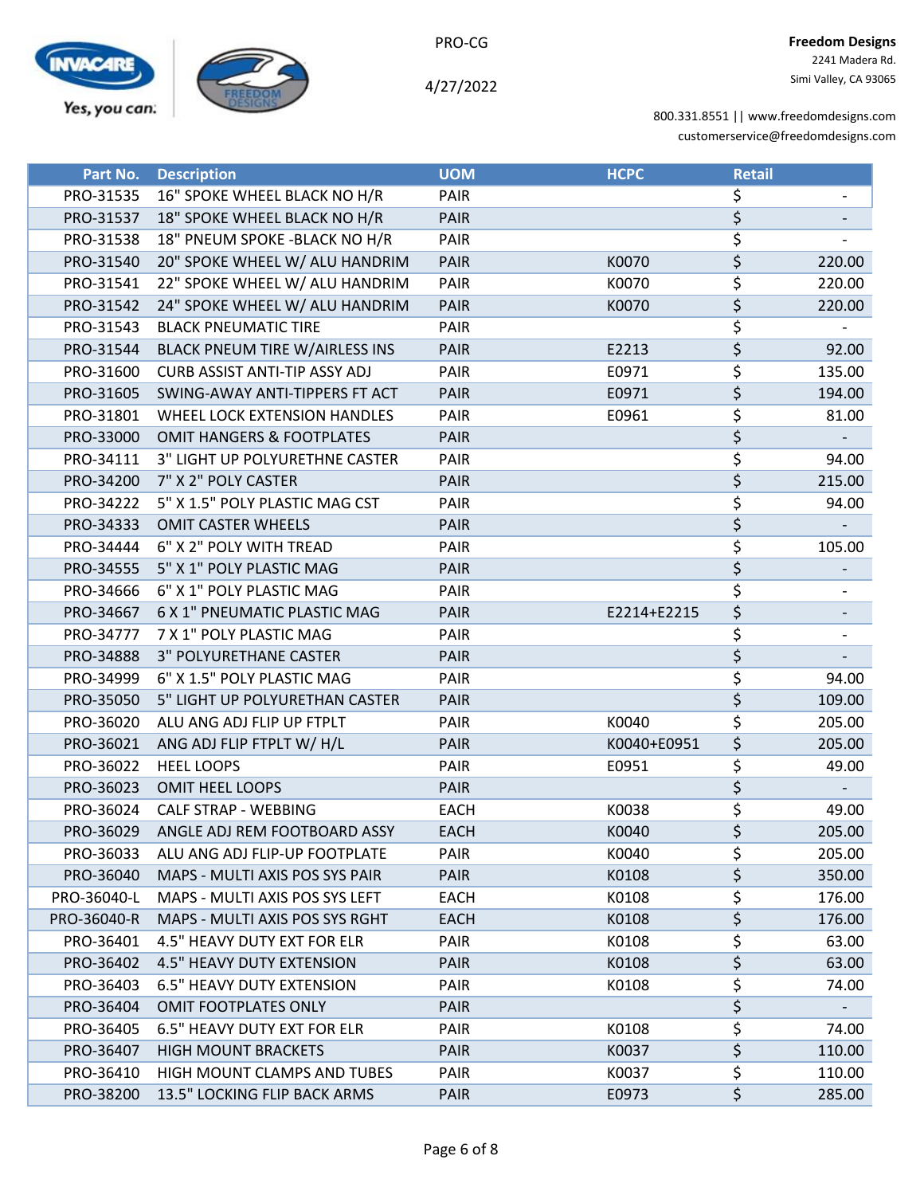PRO-CG

4/27/2022

**Freedom Designs**
2241 Madera Rd.
Simi Valley, CA 93065

800.331.8551 || www.freedomdesigns.com
customerservice@freedomdesigns.com

| Part No. | Description | UOM | HCPC | Retail |
|---|---|---|---|---|
| PRO-31535 | 16" SPOKE WHEEL BLACK NO H/R | PAIR | | $ - |
| PRO-31537 | 18" SPOKE WHEEL BLACK NO H/R | PAIR | | $ - |
| PRO-31538 | 18" PNEUM SPOKE -BLACK NO H/R | PAIR | | $ - |
| PRO-31540 | 20" SPOKE WHEEL W/ ALU HANDRIM | PAIR | K0070 | $ 220.00 |
| PRO-31541 | 22" SPOKE WHEEL W/ ALU HANDRIM | PAIR | K0070 | $ 220.00 |
| PRO-31542 | 24" SPOKE WHEEL W/ ALU HANDRIM | PAIR | K0070 | $ 220.00 |
| PRO-31543 | BLACK PNEUMATIC TIRE | PAIR | | $ - |
| PRO-31544 | BLACK PNEUM TIRE W/AIRLESS INS | PAIR | E2213 | $ 92.00 |
| PRO-31600 | CURB ASSIST ANTI-TIP ASSY ADJ | PAIR | E0971 | $ 135.00 |
| PRO-31605 | SWING-AWAY ANTI-TIPPERS FT ACT | PAIR | E0971 | $ 194.00 |
| PRO-31801 | WHEEL LOCK EXTENSION HANDLES | PAIR | E0961 | $ 81.00 |
| PRO-33000 | OMIT HANGERS & FOOTPLATES | PAIR | | $ - |
| PRO-34111 | 3" LIGHT UP POLYURETHNE CASTER | PAIR | | $ 94.00 |
| PRO-34200 | 7" X 2" POLY CASTER | PAIR | | $ 215.00 |
| PRO-34222 | 5" X 1.5" POLY PLASTIC MAG CST | PAIR | | $ 94.00 |
| PRO-34333 | OMIT CASTER WHEELS | PAIR | | $ - |
| PRO-34444 | 6" X 2" POLY WITH TREAD | PAIR | | $ 105.00 |
| PRO-34555 | 5" X 1" POLY PLASTIC MAG | PAIR | | $ - |
| PRO-34666 | 6" X 1" POLY PLASTIC MAG | PAIR | | $ - |
| PRO-34667 | 6 X 1" PNEUMATIC PLASTIC MAG | PAIR | E2214+E2215 | $ - |
| PRO-34777 | 7 X 1" POLY PLASTIC MAG | PAIR | | $ - |
| PRO-34888 | 3" POLYURETHANE CASTER | PAIR | | $ - |
| PRO-34999 | 6" X 1.5" POLY PLASTIC MAG | PAIR | | $ 94.00 |
| PRO-35050 | 5" LIGHT UP POLYURETHAN CASTER | PAIR | | $ 109.00 |
| PRO-36020 | ALU ANG ADJ FLIP UP FTPLT | PAIR | K0040 | $ 205.00 |
| PRO-36021 | ANG ADJ FLIP FTPLT W/ H/L | PAIR | K0040+E0951 | $ 205.00 |
| PRO-36022 | HEEL LOOPS | PAIR | E0951 | $ 49.00 |
| PRO-36023 | OMIT HEEL LOOPS | PAIR | | $ - |
| PRO-36024 | CALF STRAP - WEBBING | EACH | K0038 | $ 49.00 |
| PRO-36029 | ANGLE ADJ REM FOOTBOARD ASSY | EACH | K0040 | $ 205.00 |
| PRO-36033 | ALU ANG ADJ FLIP-UP FOOTPLATE | PAIR | K0040 | $ 205.00 |
| PRO-36040 | MAPS - MULTI AXIS POS SYS PAIR | PAIR | K0108 | $ 350.00 |
| PRO-36040-L | MAPS - MULTI AXIS POS SYS LEFT | EACH | K0108 | $ 176.00 |
| PRO-36040-R | MAPS - MULTI AXIS POS SYS RGHT | EACH | K0108 | $ 176.00 |
| PRO-36401 | 4.5" HEAVY DUTY EXT FOR ELR | PAIR | K0108 | $ 63.00 |
| PRO-36402 | 4.5" HEAVY DUTY EXTENSION | PAIR | K0108 | $ 63.00 |
| PRO-36403 | 6.5" HEAVY DUTY EXTENSION | PAIR | K0108 | $ 74.00 |
| PRO-36404 | OMIT FOOTPLATES ONLY | PAIR | | $ - |
| PRO-36405 | 6.5" HEAVY DUTY EXT FOR ELR | PAIR | K0108 | $ 74.00 |
| PRO-36407 | HIGH MOUNT BRACKETS | PAIR | K0037 | $ 110.00 |
| PRO-36410 | HIGH MOUNT CLAMPS AND TUBES | PAIR | K0037 | $ 110.00 |
| PRO-38200 | 13.5" LOCKING FLIP BACK ARMS | PAIR | E0973 | $ 285.00 |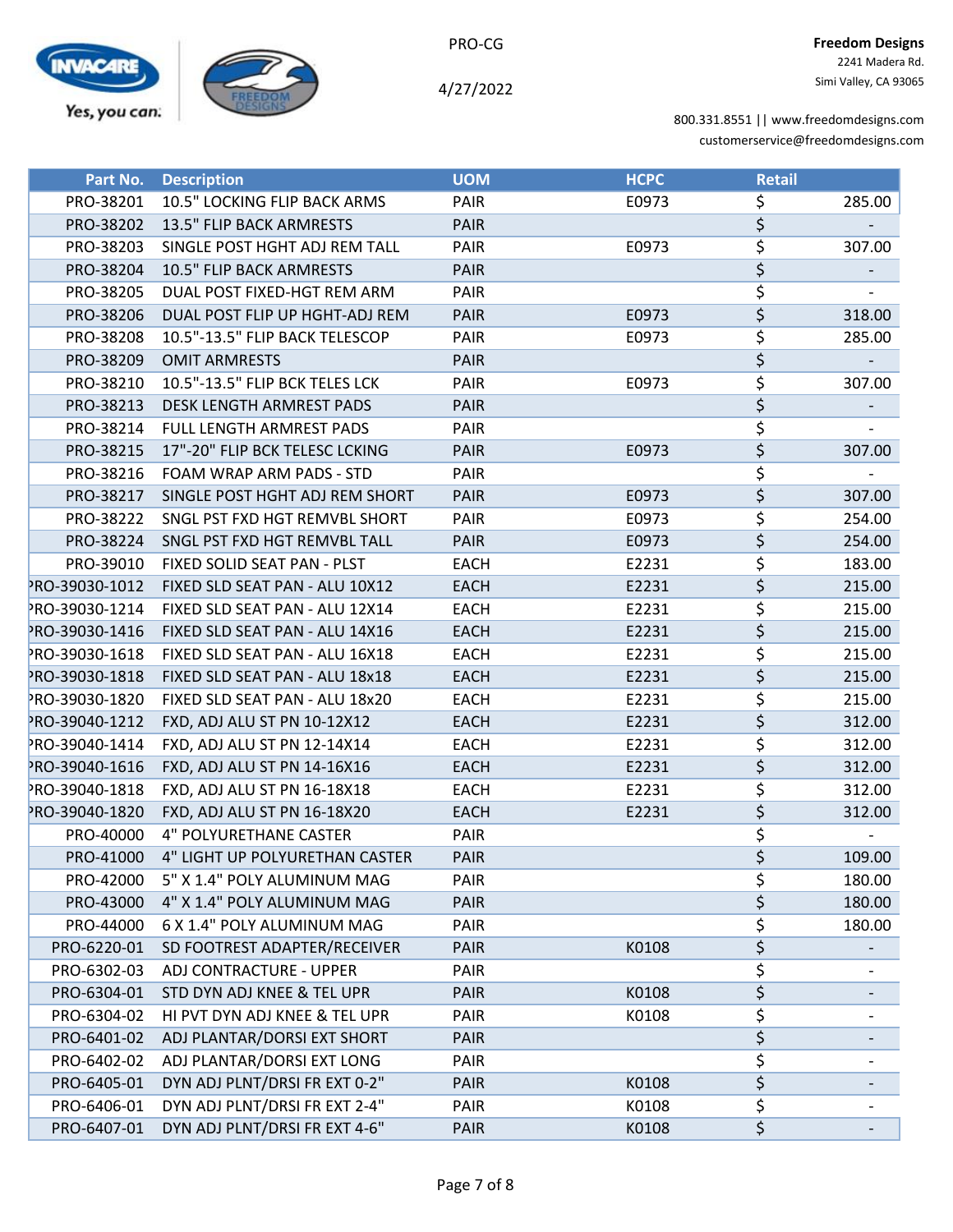PRO-CG

4/27/2022

**Freedom Designs**
2241 Madera Rd.
Simi Valley, CA 93065

800.331.8551 || www.freedomdesigns.com
customerservice@freedomdesigns.com

| Part No. | Description | UOM | HCPC | Retail |
|---|---|---|---|---|
| PRO-38201 | 10.5" LOCKING FLIP BACK ARMS | PAIR | E0973 | $ 285.00 |
| PRO-38202 | 13.5" FLIP BACK ARMRESTS | PAIR | | $ - |
| PRO-38203 | SINGLE POST HGHT ADJ REM TALL | PAIR | E0973 | $ 307.00 |
| PRO-38204 | 10.5" FLIP BACK ARMRESTS | PAIR | | $ - |
| PRO-38205 | DUAL POST FIXED-HGT REM ARM | PAIR | | $ - |
| PRO-38206 | DUAL POST FLIP UP HGHT-ADJ REM | PAIR | E0973 | $ 318.00 |
| PRO-38208 | 10.5"-13.5" FLIP BACK TELESCOP | PAIR | E0973 | $ 285.00 |
| PRO-38209 | OMIT ARMRESTS | PAIR | | $ - |
| PRO-38210 | 10.5"-13.5" FLIP BCK TELES LCK | PAIR | E0973 | $ 307.00 |
| PRO-38213 | DESK LENGTH ARMREST PADS | PAIR | | $ - |
| PRO-38214 | FULL LENGTH ARMREST PADS | PAIR | | $ - |
| PRO-38215 | 17"-20" FLIP BCK TELESC LCKING | PAIR | E0973 | $ 307.00 |
| PRO-38216 | FOAM WRAP ARM PADS - STD | PAIR | | $ - |
| PRO-38217 | SINGLE POST HGHT ADJ REM SHORT | PAIR | E0973 | $ 307.00 |
| PRO-38222 | SNGL PST FXD HGT REMVBL SHORT | PAIR | E0973 | $ 254.00 |
| PRO-38224 | SNGL PST FXD HGT REMVBL TALL | PAIR | E0973 | $ 254.00 |
| PRO-39010 | FIXED SOLID SEAT PAN - PLST | EACH | E2231 | $ 183.00 |
| PRO-39030-1012 | FIXED SLD SEAT PAN - ALU 10X12 | EACH | E2231 | $ 215.00 |
| PRO-39030-1214 | FIXED SLD SEAT PAN - ALU 12X14 | EACH | E2231 | $ 215.00 |
| PRO-39030-1416 | FIXED SLD SEAT PAN - ALU 14X16 | EACH | E2231 | $ 215.00 |
| PRO-39030-1618 | FIXED SLD SEAT PAN - ALU 16X18 | EACH | E2231 | $ 215.00 |
| PRO-39030-1818 | FIXED SLD SEAT PAN - ALU 18x18 | EACH | E2231 | $ 215.00 |
| PRO-39030-1820 | FIXED SLD SEAT PAN - ALU 18x20 | EACH | E2231 | $ 215.00 |
| PRO-39040-1212 | FXD, ADJ ALU ST PN 10-12X12 | EACH | E2231 | $ 312.00 |
| PRO-39040-1414 | FXD, ADJ ALU ST PN 12-14X14 | EACH | E2231 | $ 312.00 |
| PRO-39040-1616 | FXD, ADJ ALU ST PN 14-16X16 | EACH | E2231 | $ 312.00 |
| PRO-39040-1818 | FXD, ADJ ALU ST PN 16-18X18 | EACH | E2231 | $ 312.00 |
| PRO-39040-1820 | FXD, ADJ ALU ST PN 16-18X20 | EACH | E2231 | $ 312.00 |
| PRO-40000 | 4" POLYURETHANE CASTER | PAIR | | $ - |
| PRO-41000 | 4" LIGHT UP POLYURETHAN CASTER | PAIR | | $ 109.00 |
| PRO-42000 | 5" X 1.4" POLY ALUMINUM MAG | PAIR | | $ 180.00 |
| PRO-43000 | 4" X 1.4" POLY ALUMINUM MAG | PAIR | | $ 180.00 |
| PRO-44000 | 6 X 1.4" POLY ALUMINUM MAG | PAIR | | $ 180.00 |
| PRO-6220-01 | SD FOOTREST ADAPTER/RECEIVER | PAIR | K0108 | $ - |
| PRO-6302-03 | ADJ CONTRACTURE - UPPER | PAIR | | $ - |
| PRO-6304-01 | STD DYN ADJ KNEE & TEL UPR | PAIR | K0108 | $ - |
| PRO-6304-02 | HI PVT DYN ADJ KNEE & TEL UPR | PAIR | K0108 | $ - |
| PRO-6401-02 | ADJ PLANTAR/DORSI EXT SHORT | PAIR | | $ - |
| PRO-6402-02 | ADJ PLANTAR/DORSI EXT LONG | PAIR | | $ - |
| PRO-6405-01 | DYN ADJ PLNT/DRSI FR EXT 0-2" | PAIR | K0108 | $ - |
| PRO-6406-01 | DYN ADJ PLNT/DRSI FR EXT 2-4" | PAIR | K0108 | $ - |
| PRO-6407-01 | DYN ADJ PLNT/DRSI FR EXT 4-6" | PAIR | K0108 | $ - |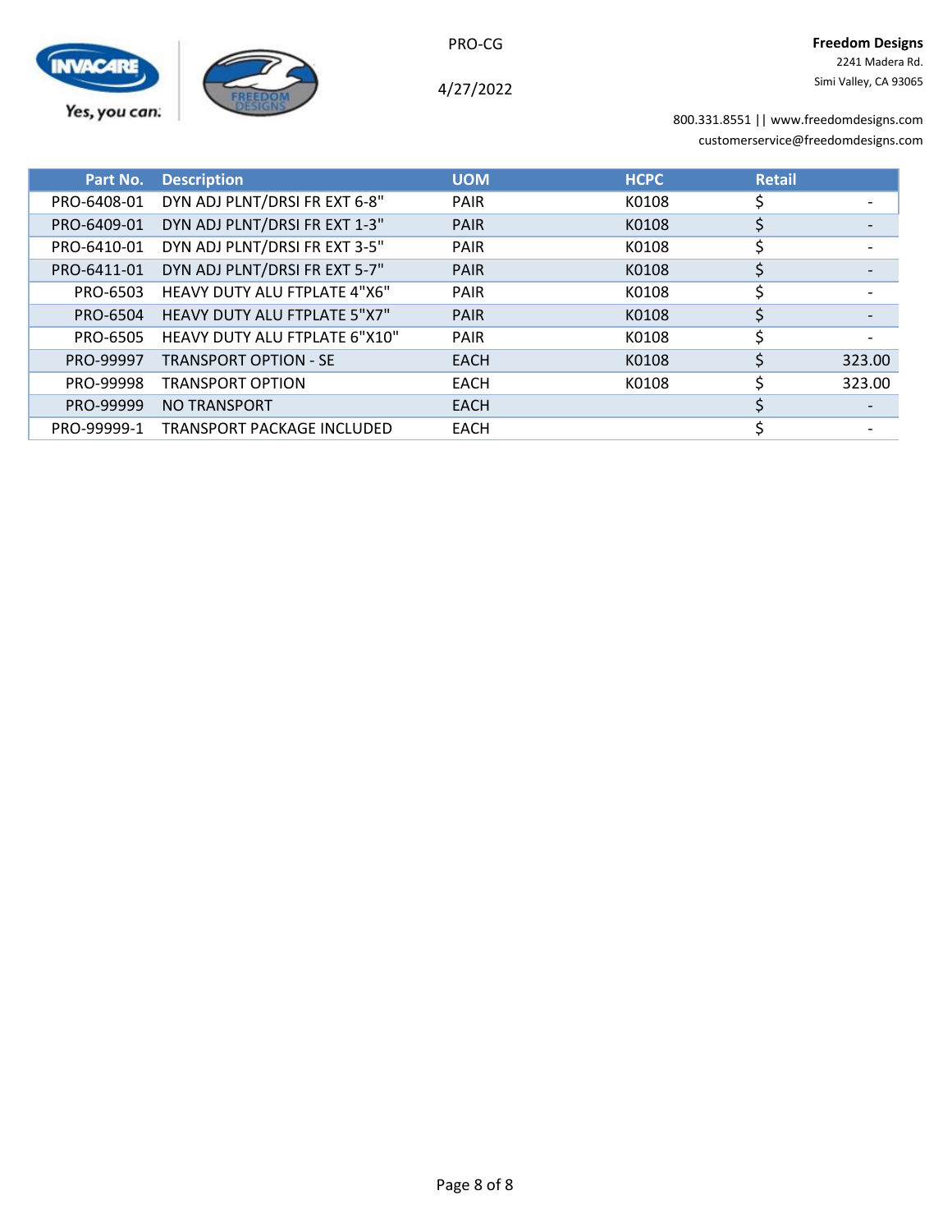PRO-CG

4/27/2022

**Freedom Designs**
2241 Madera Rd.
Simi Valley, CA 93065

800.331.8551 || www.freedomdesigns.com
customerservice@freedomdesigns.com

| Part No. | Description | UOM | HCPC | Retail |
|---|---|---|---|---|
| PRO-6408-01 | DYN ADJ PLNT/DRSI FR EXT 6-8" | PAIR | K0108 | $ - |
| PRO-6409-01 | DYN ADJ PLNT/DRSI FR EXT 1-3" | PAIR | K0108 | $ - |
| PRO-6410-01 | DYN ADJ PLNT/DRSI FR EXT 3-5" | PAIR | K0108 | $ - |
| PRO-6411-01 | DYN ADJ PLNT/DRSI FR EXT 5-7" | PAIR | K0108 | $ - |
| PRO-6503 | HEAVY DUTY ALU FTPLATE 4"X6" | PAIR | K0108 | $ - |
| PRO-6504 | HEAVY DUTY ALU FTPLATE 5"X7" | PAIR | K0108 | $ - |
| PRO-6505 | HEAVY DUTY ALU FTPLATE 6"X10" | PAIR | K0108 | $ - |
| PRO-99997 | TRANSPORT OPTION - SE | EACH | K0108 | $ 323.00 |
| PRO-99998 | TRANSPORT OPTION | EACH | K0108 | $ 323.00 |
| PRO-99999 | NO TRANSPORT | EACH | | $ - |
| PRO-99999-1 | TRANSPORT PACKAGE INCLUDED | EACH | | $ - |